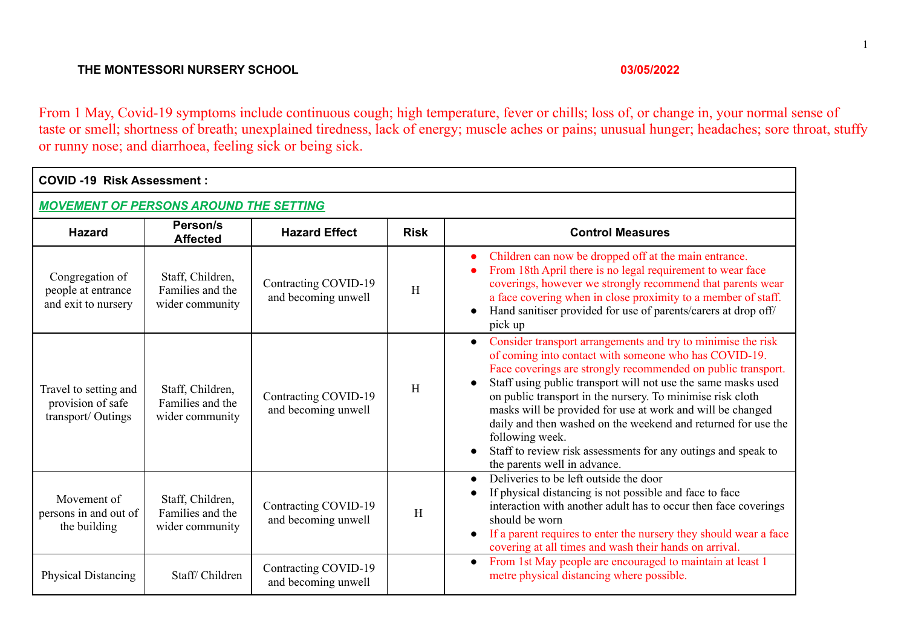**THE MONTESSORI NURSERY SCHOOL** **03/05/2022**

From 1 May, Covid-19 symptoms include continuous cough; high temperature, fever or chills; loss of, or change in, your normal sense of taste or smell; shortness of breath; unexplained tiredness, lack of energy; muscle aches or pains; unusual hunger; headaches; sore throat, stuffy or runny nose; and diarrhoea, feeling sick or being sick.

| **COVID -19 Risk Assessment :** | | | | |
|---|---|---|---|---|
| ***MOVEMENT OF PERSONS AROUND THE SETTING*** | | | | |
| **Hazard** | **Person/s Affected** | **Hazard Effect** | **Risk** | **Control Measures** |
| Congregation of people at entrance and exit to nursery | Staff, Children, Families and the wider community | Contracting COVID-19 and becoming unwell | H | • Children can now be dropped off at the main entrance.<br>• From 18th April there is no legal requirement to wear face coverings, however we strongly recommend that parents wear a face covering when in close proximity to a member of staff.<br>• Hand sanitiser provided for use of parents/carers at drop off/ pick up |
| Travel to setting and provision of safe transport/ Outings | Staff, Children, Families and the wider community | Contracting COVID-19 and becoming unwell | H | • Consider transport arrangements and try to minimise the risk of coming into contact with someone who has COVID-19. Face coverings are strongly recommended on public transport.<br>• Staff using public transport will not use the same masks used on public transport in the nursery. To minimise risk cloth masks will be provided for use at work and will be changed daily and then washed on the weekend and returned for use the following week.<br>• Staff to review risk assessments for any outings and speak to the parents well in advance. |
| Movement of persons in and out of the building | Staff, Children, Families and the wider community | Contracting COVID-19 and becoming unwell | H | • Deliveries to be left outside the door<br>• If physical distancing is not possible and face to face interaction with another adult has to occur then face coverings should be worn<br>• If a parent requires to enter the nursery they should wear a face covering at all times and wash their hands on arrival. |
| Physical Distancing | Staff/ Children | Contracting COVID-19 and becoming unwell | | • From 1st May people are encouraged to maintain at least 1 metre physical distancing where possible. |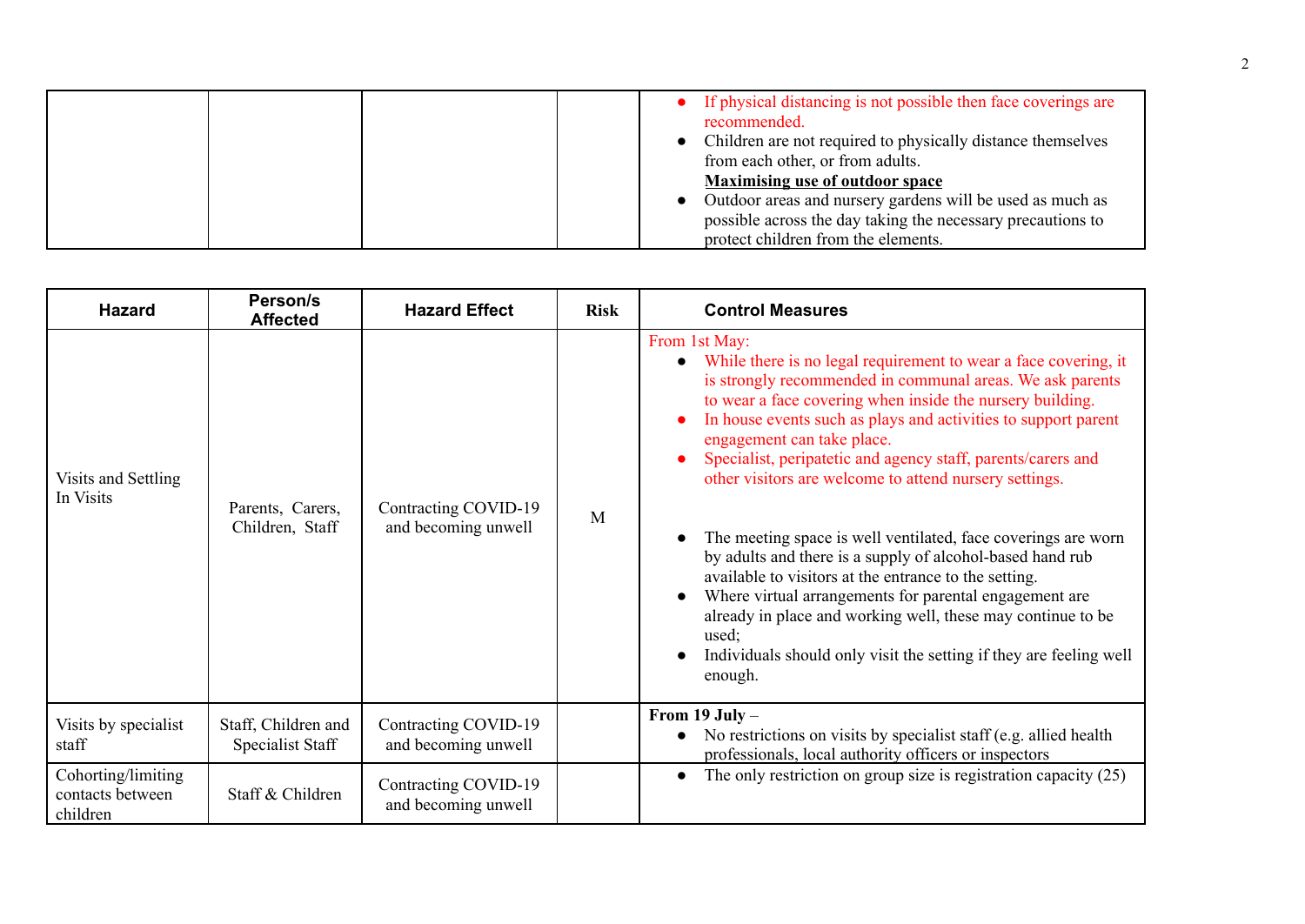| | | | | |
|---|---|---|---|---|
| | | | | • If physical distancing is not possible then face coverings are recommended.<br>• Children are not required to physically distance themselves from each other, or from adults.<br>**Maximising use of outdoor space**<br>• Outdoor areas and nursery gardens will be used as much as possible across the day taking the necessary precautions to protect children from the elements. |

| Hazard | Person/s Affected | Hazard Effect | Risk | Control Measures |
|---|---|---|---|---|
| Visits and Settling In Visits | Parents, Carers, Children, Staff | Contracting COVID-19 and becoming unwell | M | From 1st May:<br>• While there is no legal requirement to wear a face covering, it is strongly recommended in communal areas. We ask parents to wear a face covering when inside the nursery building.<br>• In house events such as plays and activities to support parent engagement can take place.<br>• Specialist, peripatetic and agency staff, parents/carers and other visitors are welcome to attend nursery settings.<br><br>• The meeting space is well ventilated, face coverings are worn by adults and there is a supply of alcohol-based hand rub available to visitors at the entrance to the setting.<br>• Where virtual arrangements for parental engagement are already in place and working well, these may continue to be used;<br>• Individuals should only visit the setting if they are feeling well enough. |
| Visits by specialist staff | Staff, Children and Specialist Staff | Contracting COVID-19 and becoming unwell | | **From 19 July** –<br>• No restrictions on visits by specialist staff (e.g. allied health professionals, local authority officers or inspectors |
| Cohorting/limiting contacts between children | Staff & Children | Contracting COVID-19 and becoming unwell | | • The only restriction on group size is registration capacity (25) |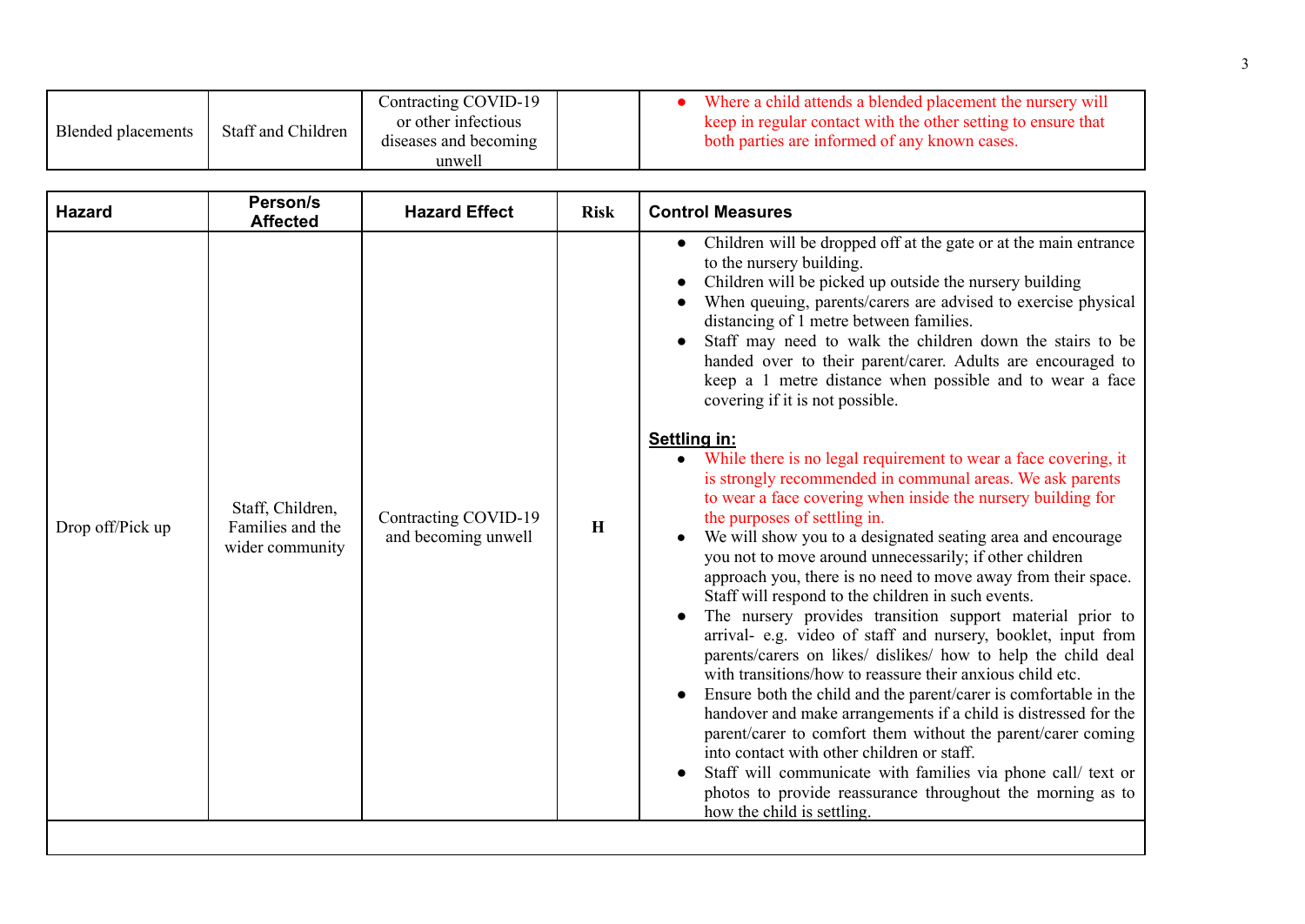| | | | | |
|---|---|---|---|---|
| Blended placements | Staff and Children | Contracting COVID-19 or other infectious diseases and becoming unwell | | <ul><li>Where a child attends a blended placement the nursery will keep in regular contact with the other setting to ensure that both parties are informed of any known cases.</li></ul> |

| Hazard | Person/s Affected | Hazard Effect | Risk | Control Measures |
|---|---|---|---|---|
| Drop off/Pick up | Staff, Children, Families and the wider community | Contracting COVID-19 and becoming unwell | H | <ul><li>Children will be dropped off at the gate or at the main entrance to the nursery building.</li><li>Children will be picked up outside the nursery building</li><li>When queuing, parents/carers are advised to exercise physical distancing of 1 metre between families.</li><li>Staff may need to walk the children down the stairs to be handed over to their parent/carer. Adults are encouraged to keep a 1 metre distance when possible and to wear a face covering if it is not possible.</li></ul>**Settling in:**<ul><li>While there is no legal requirement to wear a face covering, it is strongly recommended in communal areas. We ask parents to wear a face covering when inside the nursery building for the purposes of settling in.</li><li>We will show you to a designated seating area and encourage you not to move around unnecessarily; if other children approach you, there is no need to move away from their space. Staff will respond to the children in such events.</li><li>The nursery provides transition support material prior to arrival- e.g. video of staff and nursery, booklet, input from parents/carers on likes/ dislikes/ how to help the child deal with transitions/how to reassure their anxious child etc.</li><li>Ensure both the child and the parent/carer is comfortable in the handover and make arrangements if a child is distressed for the parent/carer to comfort them without the parent/carer coming into contact with other children or staff.</li><li>Staff will communicate with families via phone call/ text or photos to provide reassurance throughout the morning as to how the child is settling.</li></ul> |
| | | | | |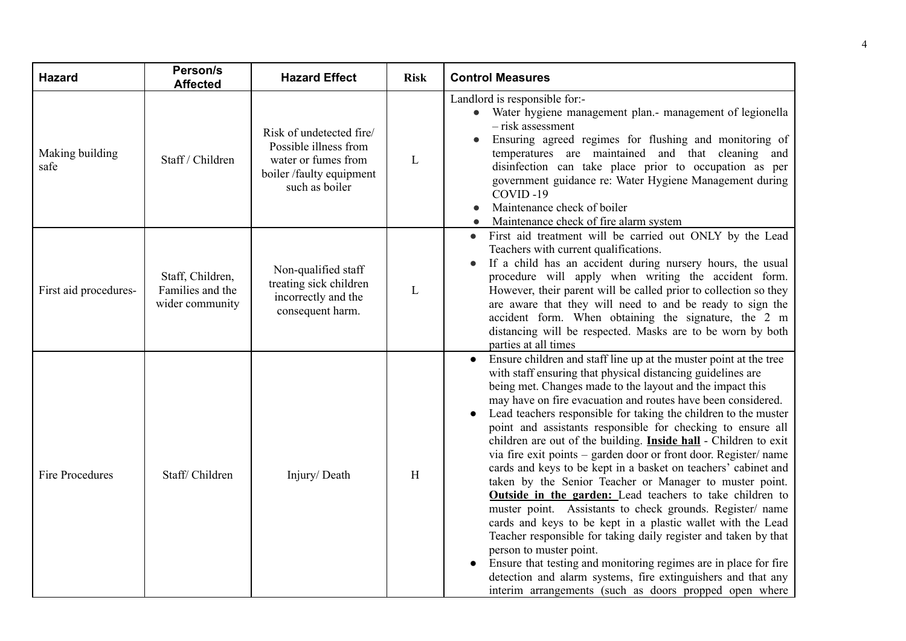| Hazard | Person/s Affected | Hazard Effect | Risk | Control Measures |
|---|---|---|---|---|
| Making building safe | Staff / Children | Risk of undetected fire/ Possible illness from water or fumes from boiler /faulty equipment such as boiler | L | Landlord is responsible for:-<br>● Water hygiene management plan.- management of legionella – risk assessment<br>● Ensuring agreed regimes for flushing and monitoring of temperatures are maintained and that cleaning and disinfection can take place prior to occupation as per government guidance re: Water Hygiene Management during COVID -19<br>● Maintenance check of boiler<br>● Maintenance check of fire alarm system |
| First aid procedures- | Staff, Children, Families and the wider community | Non-qualified staff treating sick children incorrectly and the consequent harm. | L | ● First aid treatment will be carried out ONLY by the Lead Teachers with current qualifications.<br>● If a child has an accident during nursery hours, the usual procedure will apply when writing the accident form. However, their parent will be called prior to collection so they are aware that they will need to and be ready to sign the accident form. When obtaining the signature, the 2 m distancing will be respected. Masks are to be worn by both parties at all times |
| Fire Procedures | Staff/ Children | Injury/ Death | H | ● Ensure children and staff line up at the muster point at the tree with staff ensuring that physical distancing guidelines are being met. Changes made to the layout and the impact this may have on fire evacuation and routes have been considered.<br>● Lead teachers responsible for taking the children to the muster point and assistants responsible for checking to ensure all children are out of the building. **<u>Inside hall</u>** - Children to exit via fire exit points – garden door or front door. Register/ name cards and keys to be kept in a basket on teachers' cabinet and taken by the Senior Teacher or Manager to muster point. **<u>Outside in the garden:</u>** Lead teachers to take children to muster point. Assistants to check grounds. Register/ name cards and keys to be kept in a plastic wallet with the Lead Teacher responsible for taking daily register and taken by that person to muster point.<br>● Ensure that testing and monitoring regimes are in place for fire detection and alarm systems, fire extinguishers and that any interim arrangements (such as doors propped open where |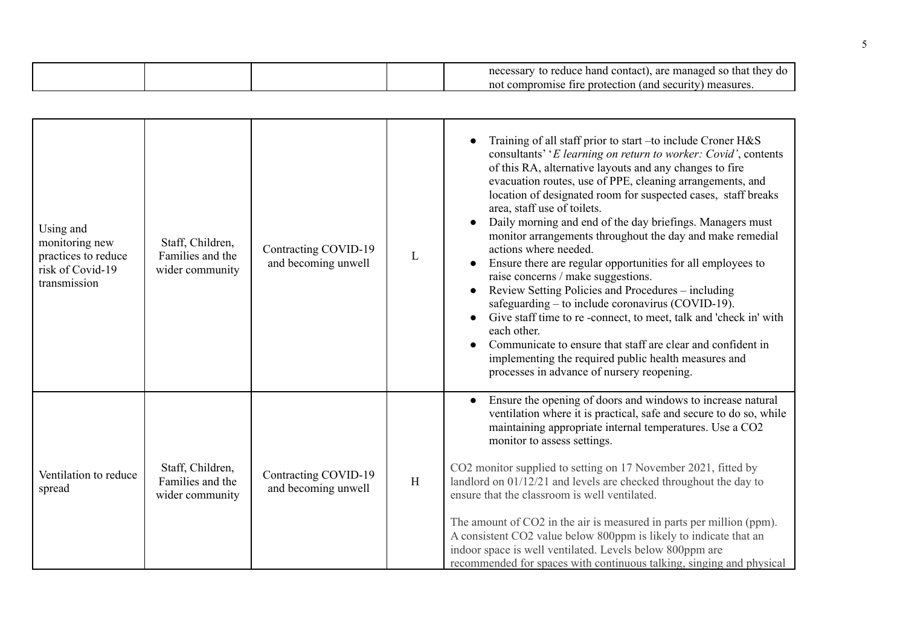| | | | | |
|---|---|---|---|---|
| | | | | necessary to reduce hand contact), are managed so that they do not compromise fire protection (and security) measures. |

| | | | | |
|---|---|---|---|---|
| Using and monitoring new practices to reduce risk of Covid-19 transmission | Staff, Children, Families and the wider community | Contracting COVID-19 and becoming unwell | L | • Training of all staff prior to start –to include Croner H&S consultants' '*E learning on return to worker: Covid'*, contents of this RA, alternative layouts and any changes to fire evacuation routes, use of PPE, cleaning arrangements, and location of designated room for suspected cases, staff breaks area, staff use of toilets.<br>• Daily morning and end of the day briefings. Managers must monitor arrangements throughout the day and make remedial actions where needed.<br>• Ensure there are regular opportunities for all employees to raise concerns / make suggestions.<br>• Review Setting Policies and Procedures – including safeguarding – to include coronavirus (COVID-19).<br>• Give staff time to re -connect, to meet, talk and 'check in' with each other.<br>• Communicate to ensure that staff are clear and confident in implementing the required public health measures and processes in advance of nursery reopening. |
| Ventilation to reduce spread | Staff, Children, Families and the wider community | Contracting COVID-19 and becoming unwell | H | • Ensure the opening of doors and windows to increase natural ventilation where it is practical, safe and secure to do so, while maintaining appropriate internal temperatures. Use a $CO_2$ monitor to assess settings.<br><br>$CO_2$ monitor supplied to setting on 17 November 2021, fitted by landlord on 01/12/21 and levels are checked throughout the day to ensure that the classroom is well ventilated.<br><br>The amount of $CO_2$ in the air is measured in parts per million (ppm). A consistent $CO_2$ value below 800ppm is likely to indicate that an indoor space is well ventilated. Levels below 800ppm are recommended for spaces with continuous talking, singing and physical |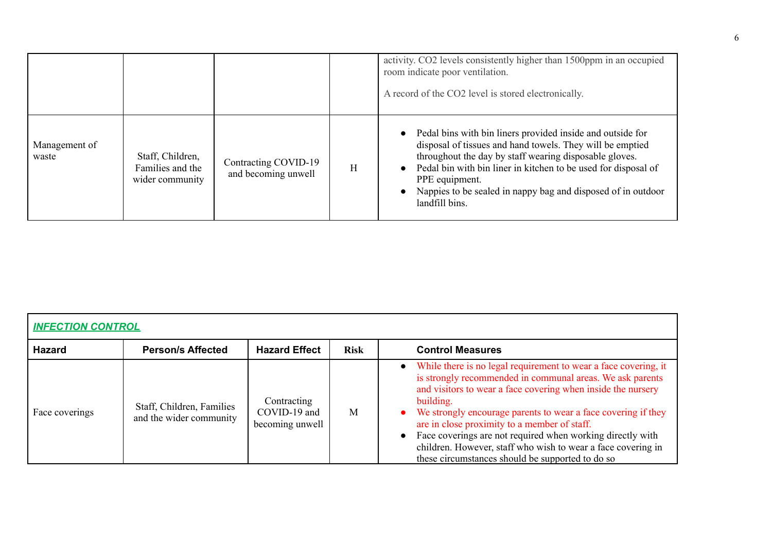| | | | | |
|---|---|---|---|---|
| | | | | activity. $CO_2$ levels consistently higher than 1500ppm in an occupied room indicate poor ventilation.<br><br>A record of the $CO_2$ level is stored electronically. |
| Management of waste | Staff, Children, Families and the wider community | Contracting COVID-19 and becoming unwell | H | • Pedal bins with bin liners provided inside and outside for disposal of tissues and hand towels. They will be emptied throughout the day by staff wearing disposable gloves.<br>• Pedal bin with bin liner in kitchen to be used for disposal of PPE equipment.<br>• Nappies to be sealed in nappy bag and disposed of in outdoor landfill bins. |

***INFECTION CONTROL***

| **Hazard** | **Person/s Affected** | **Hazard Effect** | **Risk** | **Control Measures** |
|---|---|---|---|---|
| Face coverings | Staff, Children, Families and the wider community | Contracting COVID-19 and becoming unwell | M | • While there is no legal requirement to wear a face covering, it is strongly recommended in communal areas. We ask parents and visitors to wear a face covering when inside the nursery building.<br>• We strongly encourage parents to wear a face covering if they are in close proximity to a member of staff.<br>• Face coverings are not required when working directly with children. However, staff who wish to wear a face covering in these circumstances should be supported to do so |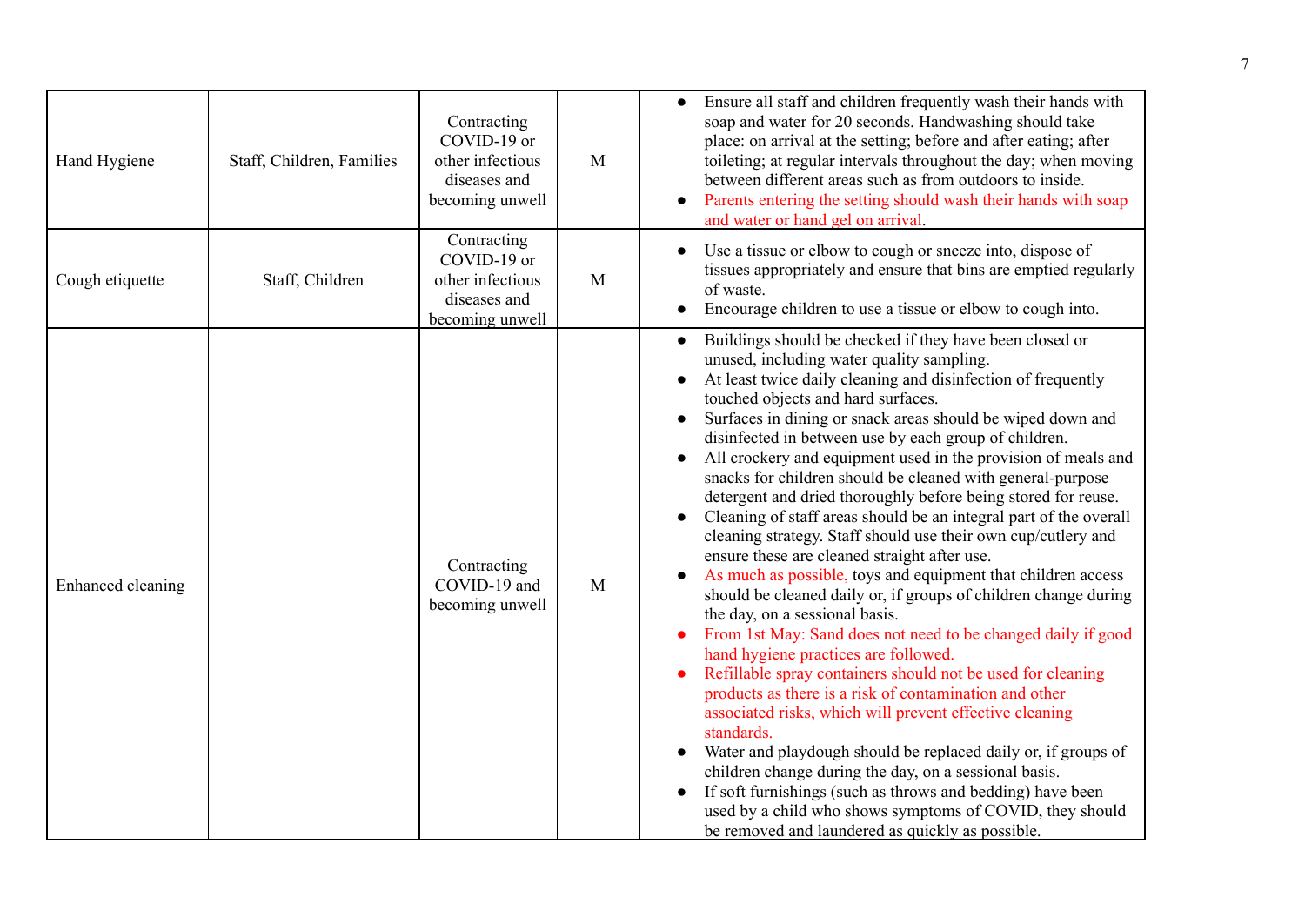| | | | | |
|---|---|---|---|---|
| Hand Hygiene | Staff, Children, Families | Contracting COVID-19 or other infectious diseases and becoming unwell | M | • Ensure all staff and children frequently wash their hands with soap and water for 20 seconds. Handwashing should take place: on arrival at the setting; before and after eating; after toileting; at regular intervals throughout the day; when moving between different areas such as from outdoors to inside.<br>• Parents entering the setting should wash their hands with soap and water or hand gel on arrival. |
| Cough etiquette | Staff, Children | Contracting COVID-19 or other infectious diseases and becoming unwell | M | • Use a tissue or elbow to cough or sneeze into, dispose of tissues appropriately and ensure that bins are emptied regularly of waste.<br>• Encourage children to use a tissue or elbow to cough into. |
| Enhanced cleaning | | Contracting COVID-19 and becoming unwell | M | • Buildings should be checked if they have been closed or unused, including water quality sampling.<br>• At least twice daily cleaning and disinfection of frequently touched objects and hard surfaces.<br>• Surfaces in dining or snack areas should be wiped down and disinfected in between use by each group of children.<br>• All crockery and equipment used in the provision of meals and snacks for children should be cleaned with general-purpose detergent and dried thoroughly before being stored for reuse.<br>• Cleaning of staff areas should be an integral part of the overall cleaning strategy. Staff should use their own cup/cutlery and ensure these are cleaned straight after use.<br>• As much as possible, toys and equipment that children access should be cleaned daily or, if groups of children change during the day, on a sessional basis.<br>• From 1st May: Sand does not need to be changed daily if good hand hygiene practices are followed.<br>• Refillable spray containers should not be used for cleaning products as there is a risk of contamination and other associated risks, which will prevent effective cleaning standards.<br>• Water and playdough should be replaced daily or, if groups of children change during the day, on a sessional basis.<br>• If soft furnishings (such as throws and bedding) have been used by a child who shows symptoms of COVID, they should be removed and laundered as quickly as possible. |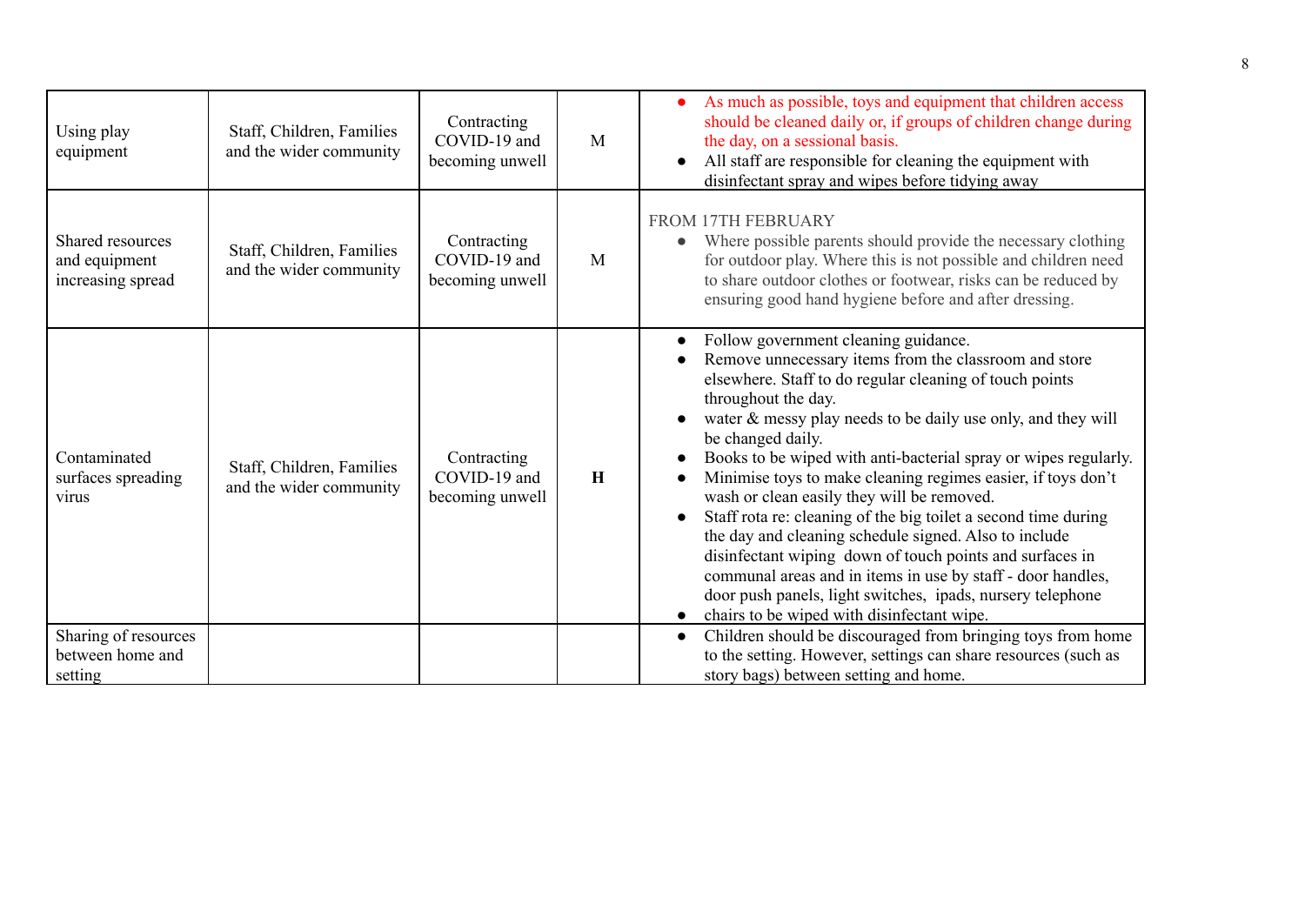| | | | | |
|---|---|---|---|---|
| Using play equipment | Staff, Children, Families and the wider community | Contracting COVID-19 and becoming unwell | M | • As much as possible, toys and equipment that children access should be cleaned daily or, if groups of children change during the day, on a sessional basis.<br>• All staff are responsible for cleaning the equipment with disinfectant spray and wipes before tidying away |
| Shared resources and equipment increasing spread | Staff, Children, Families and the wider community | Contracting COVID-19 and becoming unwell | M | FROM 17TH FEBRUARY<br>• Where possible parents should provide the necessary clothing for outdoor play. Where this is not possible and children need to share outdoor clothes or footwear, risks can be reduced by ensuring good hand hygiene before and after dressing. |
| Contaminated surfaces spreading virus | Staff, Children, Families and the wider community | Contracting COVID-19 and becoming unwell | **H** | • Follow government cleaning guidance.<br>• Remove unnecessary items from the classroom and store elsewhere. Staff to do regular cleaning of touch points throughout the day.<br>• water & messy play needs to be daily use only, and they will be changed daily.<br>• Books to be wiped with anti-bacterial spray or wipes regularly.<br>• Minimise toys to make cleaning regimes easier, if toys don't wash or clean easily they will be removed.<br>• Staff rota re: cleaning of the big toilet a second time during the day and cleaning schedule signed. Also to include disinfectant wiping down of touch points and surfaces in communal areas and in items in use by staff - door handles, door push panels, light switches, ipads, nursery telephone<br>• chairs to be wiped with disinfectant wipe. |
| Sharing of resources between home and setting | | | | • Children should be discouraged from bringing toys from home to the setting. However, settings can share resources (such as story bags) between setting and home. |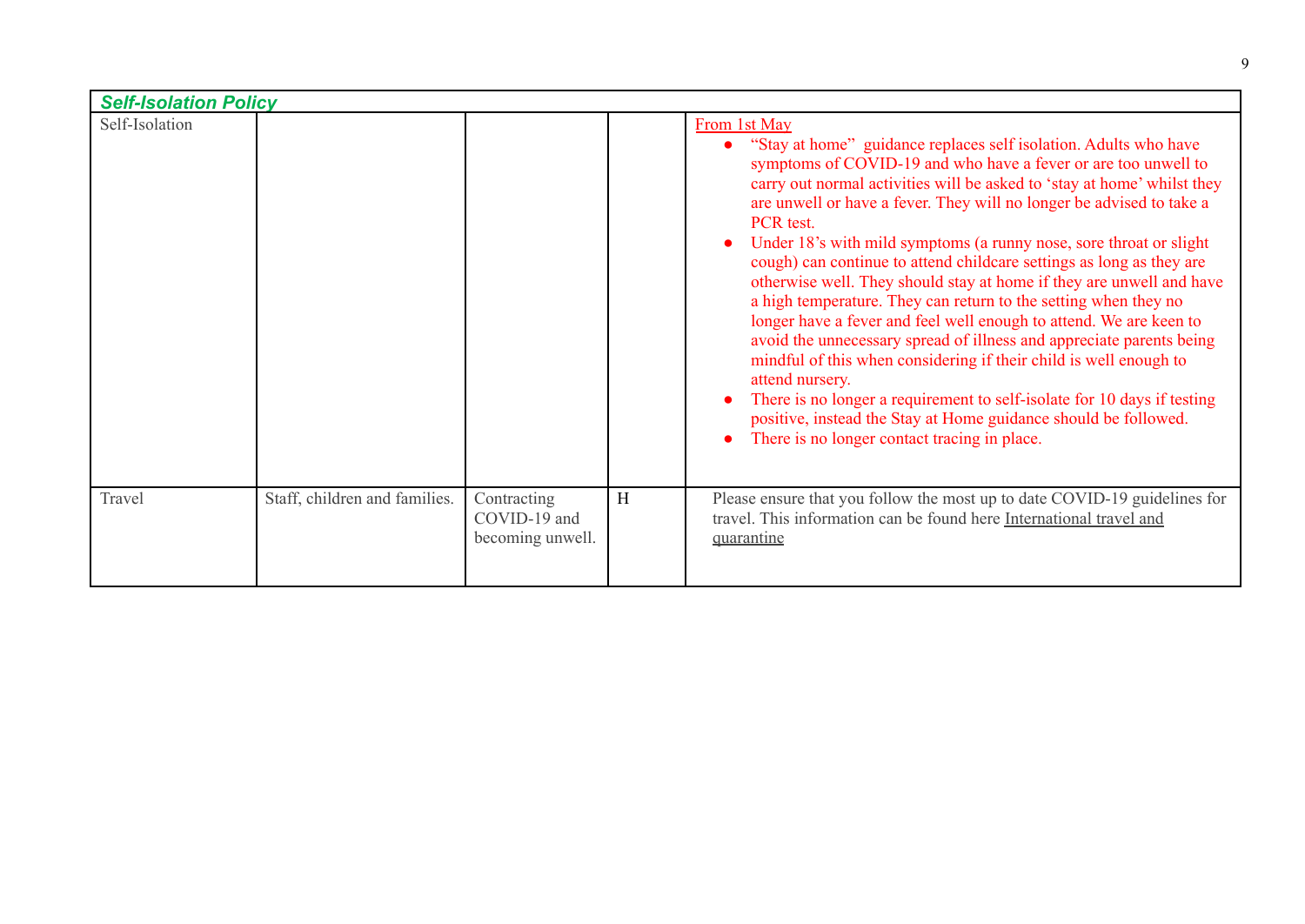| | | | | |
|---|---|---|---|---|
| ***Self-Isolation Policy*** | | | | |
| Self-Isolation | | | | From 1st May<br>• "Stay at home" guidance replaces self isolation. Adults who have symptoms of COVID-19 and who have a fever or are too unwell to carry out normal activities will be asked to 'stay at home' whilst they are unwell or have a fever. They will no longer be advised to take a PCR test.<br>• Under 18's with mild symptoms (a runny nose, sore throat or slight cough) can continue to attend childcare settings as long as they are otherwise well. They should stay at home if they are unwell and have a high temperature. They can return to the setting when they no longer have a fever and feel well enough to attend. We are keen to avoid the unnecessary spread of illness and appreciate parents being mindful of this when considering if their child is well enough to attend nursery.<br>• There is no longer a requirement to self-isolate for 10 days if testing positive, instead the Stay at Home guidance should be followed.<br>• There is no longer contact tracing in place. |
| Travel | Staff, children and families. | Contracting COVID-19 and becoming unwell. | H | Please ensure that you follow the most up to date COVID-19 guidelines for travel. This information can be found here International travel and quarantine |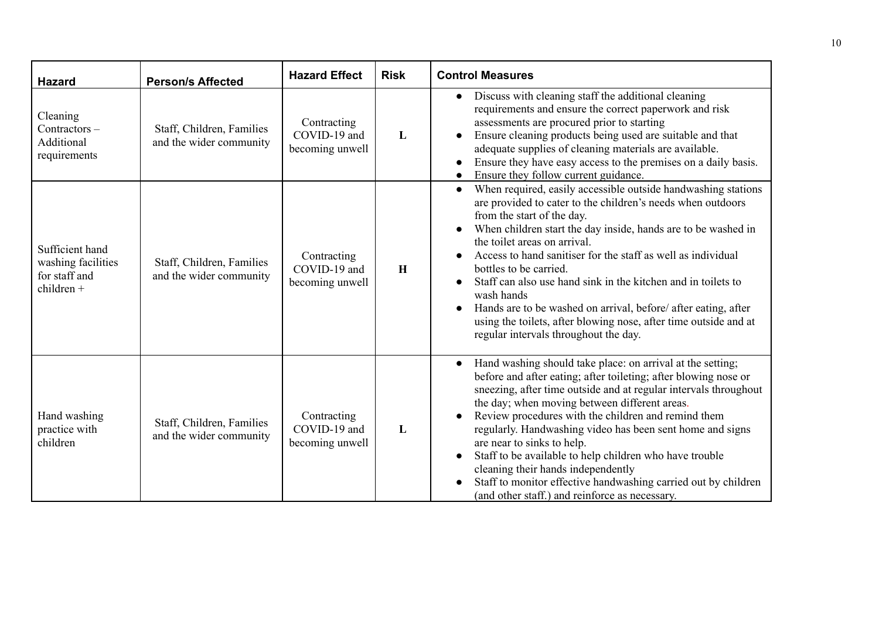| Hazard | Person/s Affected | Hazard Effect | Risk | Control Measures |
|---|---|---|---|---|
| Cleaning Contractors – Additional requirements | Staff, Children, Families and the wider community | Contracting COVID-19 and becoming unwell | L | • Discuss with cleaning staff the additional cleaning requirements and ensure the correct paperwork and risk assessments are procured prior to starting<br>• Ensure cleaning products being used are suitable and that adequate supplies of cleaning materials are available.<br>• Ensure they have easy access to the premises on a daily basis.<br>• Ensure they follow current guidance. |
| Sufficient hand washing facilities for staff and children + | Staff, Children, Families and the wider community | Contracting COVID-19 and becoming unwell | H | • When required, easily accessible outside handwashing stations are provided to cater to the children's needs when outdoors from the start of the day.<br>• When children start the day inside, hands are to be washed in the toilet areas on arrival.<br>• Access to hand sanitiser for the staff as well as individual bottles to be carried.<br>• Staff can also use hand sink in the kitchen and in toilets to wash hands<br>• Hands are to be washed on arrival, before/ after eating, after using the toilets, after blowing nose, after time outside and at regular intervals throughout the day. |
| Hand washing practice with children | Staff, Children, Families and the wider community | Contracting COVID-19 and becoming unwell | L | • Hand washing should take place: on arrival at the setting; before and after eating; after toileting; after blowing nose or sneezing, after time outside and at regular intervals throughout the day; when moving between different areas.<br>• Review procedures with the children and remind them regularly. Handwashing video has been sent home and signs are near to sinks to help.<br>• Staff to be available to help children who have trouble cleaning their hands independently<br>• Staff to monitor effective handwashing carried out by children (and other staff.) and reinforce as necessary. |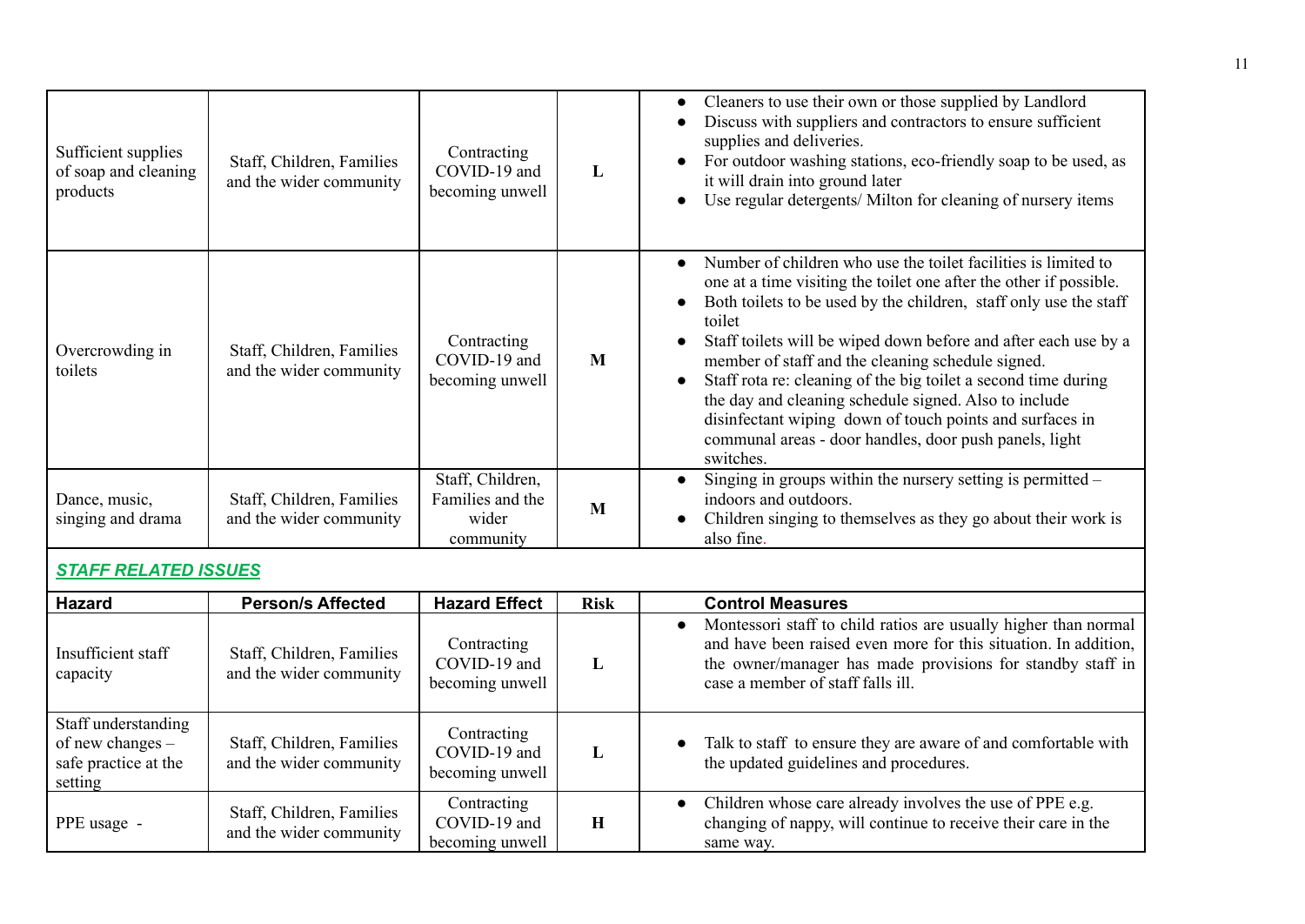| | | | | |
|---|---|---|---|---|
| Sufficient supplies of soap and cleaning products | Staff, Children, Families and the wider community | Contracting COVID-19 and becoming unwell | L | • Cleaners to use their own or those supplied by Landlord<br>• Discuss with suppliers and contractors to ensure sufficient supplies and deliveries.<br>• For outdoor washing stations, eco-friendly soap to be used, as it will drain into ground later<br>• Use regular detergents/ Milton for cleaning of nursery items |
| Overcrowding in toilets | Staff, Children, Families and the wider community | Contracting COVID-19 and becoming unwell | M | • Number of children who use the toilet facilities is limited to one at a time visiting the toilet one after the other if possible.<br>• Both toilets to be used by the children, staff only use the staff toilet<br>• Staff toilets will be wiped down before and after each use by a member of staff and the cleaning schedule signed.<br>• Staff rota re: cleaning of the big toilet a second time during the day and cleaning schedule signed. Also to include disinfectant wiping down of touch points and surfaces in communal areas - door handles, door push panels, light switches. |
| Dance, music, singing and drama | Staff, Children, Families and the wider community | Staff, Children, Families and the wider community | M | • Singing in groups within the nursery setting is permitted – indoors and outdoors.<br>• Children singing to themselves as they go about their work is also fine. |

***STAFF RELATED ISSUES***

| Hazard | Person/s Affected | Hazard Effect | Risk | Control Measures |
|---|---|---|---|---|
| Insufficient staff capacity | Staff, Children, Families and the wider community | Contracting COVID-19 and becoming unwell | L | • Montessori staff to child ratios are usually higher than normal and have been raised even more for this situation. In addition, the owner/manager has made provisions for standby staff in case a member of staff falls ill. |
| Staff understanding of new changes – safe practice at the setting | Staff, Children, Families and the wider community | Contracting COVID-19 and becoming unwell | L | • Talk to staff to ensure they are aware of and comfortable with the updated guidelines and procedures. |
| PPE usage - | Staff, Children, Families and the wider community | Contracting COVID-19 and becoming unwell | H | • Children whose care already involves the use of PPE e.g. changing of nappy, will continue to receive their care in the same way. |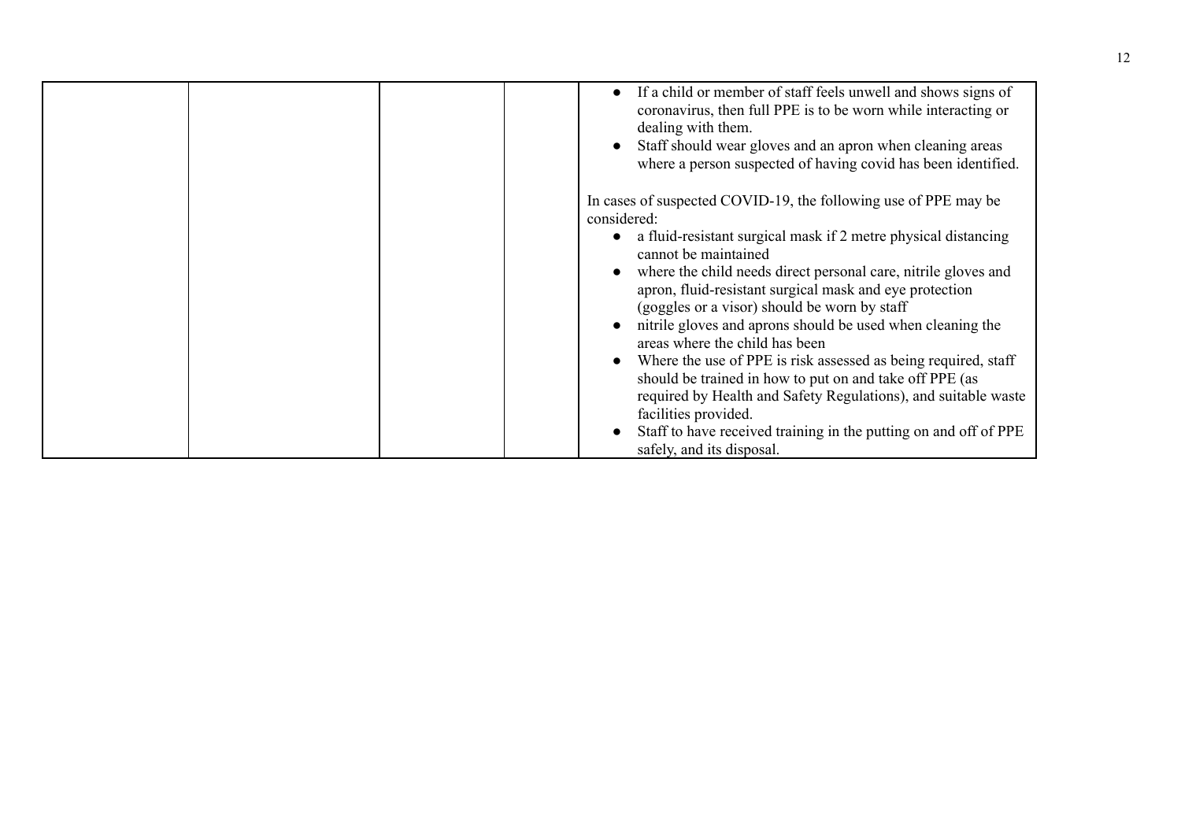| | | | | |
|---|---|---|---|---|
| | | | | • If a child or member of staff feels unwell and shows signs of coronavirus, then full PPE is to be worn while interacting or dealing with them.<br>• Staff should wear gloves and an apron when cleaning areas where a person suspected of having covid has been identified.<br><br>In cases of suspected COVID-19, the following use of PPE may be considered:<br>• a fluid-resistant surgical mask if 2 metre physical distancing cannot be maintained<br>• where the child needs direct personal care, nitrile gloves and apron, fluid-resistant surgical mask and eye protection (goggles or a visor) should be worn by staff<br>• nitrile gloves and aprons should be used when cleaning the areas where the child has been<br>• Where the use of PPE is risk assessed as being required, staff should be trained in how to put on and take off PPE (as required by Health and Safety Regulations), and suitable waste facilities provided.<br>• Staff to have received training in the putting on and off of PPE safely, and its disposal. |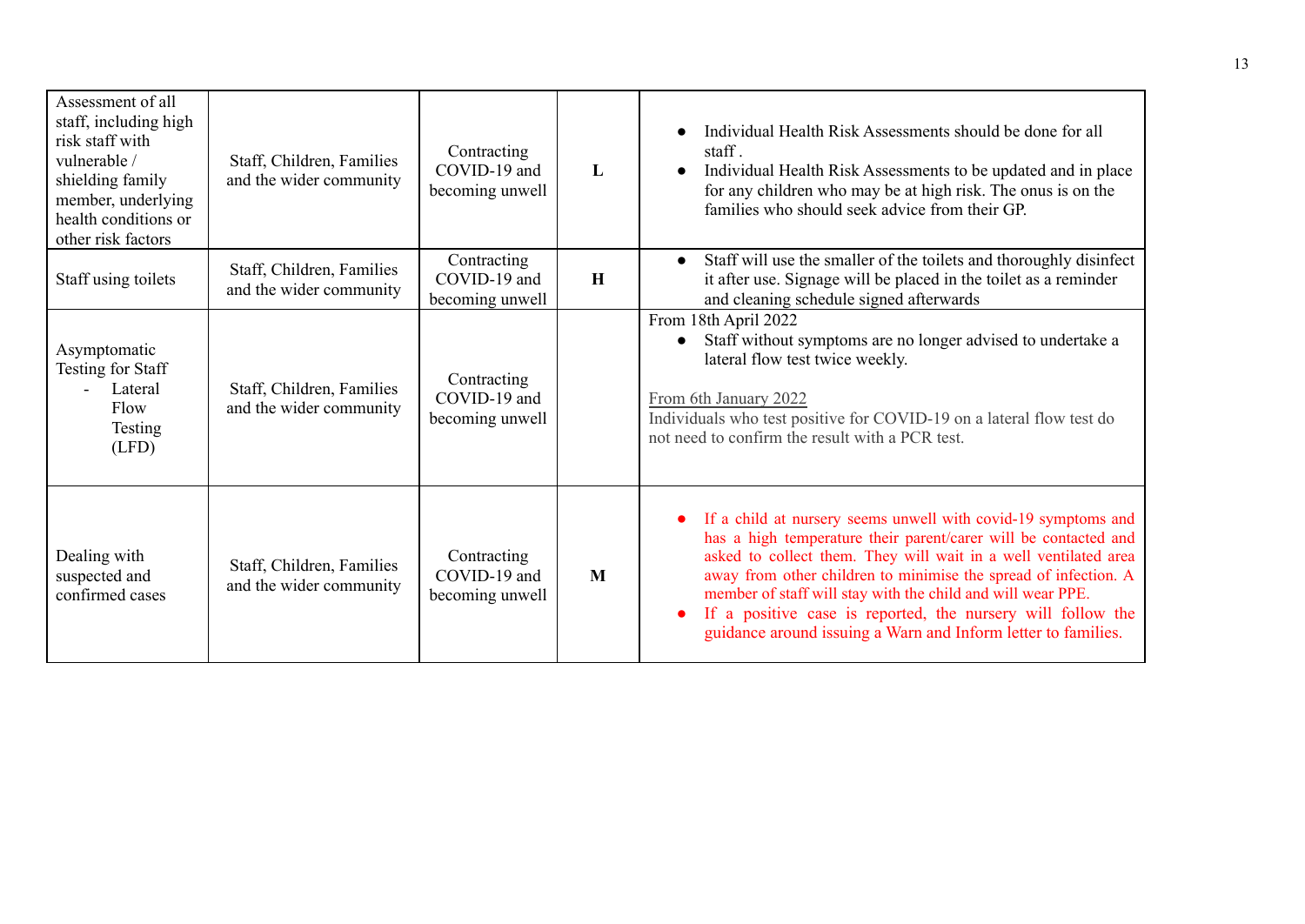| | | | | |
|---|---|---|---|---|
| Assessment of all staff, including high risk staff with vulnerable / shielding family member, underlying health conditions or other risk factors | Staff, Children, Families and the wider community | Contracting COVID-19 and becoming unwell | **L** | • Individual Health Risk Assessments should be done for all staff .<br>• Individual Health Risk Assessments to be updated and in place for any children who may be at high risk. The onus is on the families who should seek advice from their GP. |
| Staff using toilets | Staff, Children, Families and the wider community | Contracting COVID-19 and becoming unwell | **H** | • Staff will use the smaller of the toilets and thoroughly disinfect it after use. Signage will be placed in the toilet as a reminder and cleaning schedule signed afterwards |
| Asymptomatic Testing for Staff<br>- Lateral Flow Testing (LFD) | Staff, Children, Families and the wider community | Contracting COVID-19 and becoming unwell | | From 18th April 2022<br>• Staff without symptoms are no longer advised to undertake a lateral flow test twice weekly.<br><br>From 6th January 2022<br>Individuals who test positive for COVID-19 on a lateral flow test do not need to confirm the result with a PCR test. |
| Dealing with suspected and confirmed cases | Staff, Children, Families and the wider community | Contracting COVID-19 and becoming unwell | **M** | • If a child at nursery seems unwell with covid-19 symptoms and has a high temperature their parent/carer will be contacted and asked to collect them. They will wait in a well ventilated area away from other children to minimise the spread of infection. A member of staff will stay with the child and will wear PPE.<br>• If a positive case is reported, the nursery will follow the guidance around issuing a Warn and Inform letter to families. |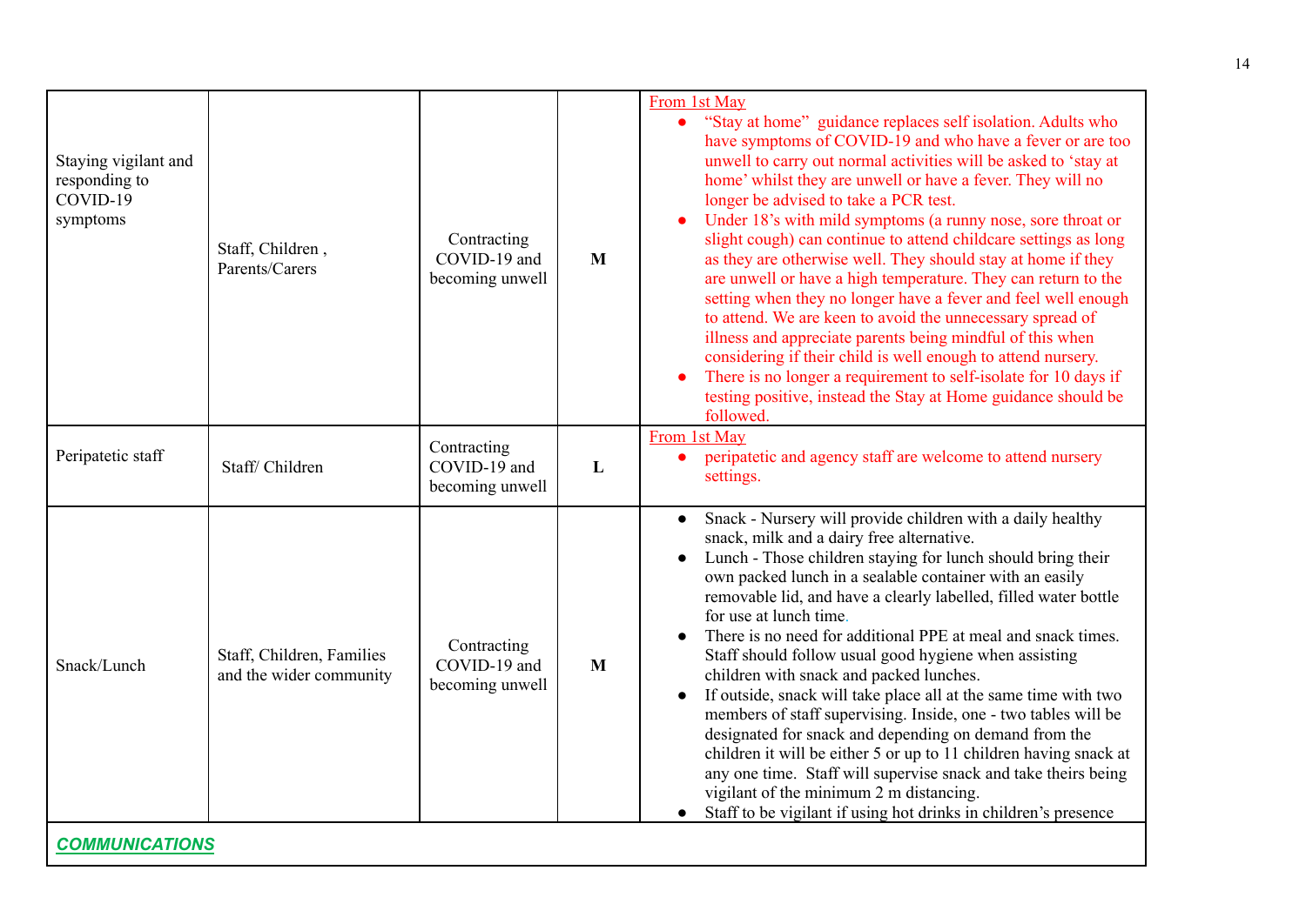| | | | | |
|---|---|---|---|---|
| Staying vigilant and responding to COVID-19 symptoms | Staff, Children , Parents/Carers | Contracting COVID-19 and becoming unwell | **M** | From 1st May<br>• "Stay at home" guidance replaces self isolation. Adults who have symptoms of COVID-19 and who have a fever or are too unwell to carry out normal activities will be asked to 'stay at home' whilst they are unwell or have a fever. They will no longer be advised to take a PCR test.<br>• Under 18's with mild symptoms (a runny nose, sore throat or slight cough) can continue to attend childcare settings as long as they are otherwise well. They should stay at home if they are unwell or have a high temperature. They can return to the setting when they no longer have a fever and feel well enough to attend. We are keen to avoid the unnecessary spread of illness and appreciate parents being mindful of this when considering if their child is well enough to attend nursery.<br>• There is no longer a requirement to self-isolate for 10 days if testing positive, instead the Stay at Home guidance should be followed. |
| Peripatetic staff | Staff/ Children | Contracting COVID-19 and becoming unwell | **L** | From 1st May<br>• peripatetic and agency staff are welcome to attend nursery settings. |
| Snack/Lunch | Staff, Children, Families and the wider community | Contracting COVID-19 and becoming unwell | **M** | • Snack - Nursery will provide children with a daily healthy snack, milk and a dairy free alternative.<br>• Lunch - Those children staying for lunch should bring their own packed lunch in a sealable container with an easily removable lid, and have a clearly labelled, filled water bottle for use at lunch time.<br>• There is no need for additional PPE at meal and snack times. Staff should follow usual good hygiene when assisting children with snack and packed lunches.<br>• If outside, snack will take place all at the same time with two members of staff supervising. Inside, one - two tables will be designated for snack and depending on demand from the children it will be either 5 or up to 11 children having snack at any one time. Staff will supervise snack and take theirs being vigilant of the minimum 2 m distancing.<br>• Staff to be vigilant if using hot drinks in children's presence |

***COMMUNICATIONS***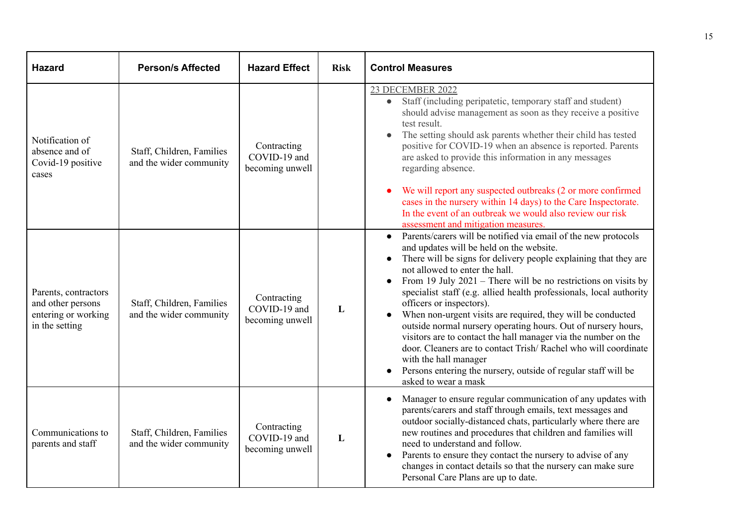| Hazard | Person/s Affected | Hazard Effect | Risk | Control Measures |
|---|---|---|---|---|
| Notification of absence and of Covid-19 positive cases | Staff, Children, Families and the wider community | Contracting COVID-19 and becoming unwell | | 23 DECEMBER 2022<br>• Staff (including peripatetic, temporary staff and student) should advise management as soon as they receive a positive test result.<br>• The setting should ask parents whether their child has tested positive for COVID-19 when an absence is reported. Parents are asked to provide this information in any messages regarding absence.<br>• We will report any suspected outbreaks (2 or more confirmed cases in the nursery within 14 days) to the Care Inspectorate. In the event of an outbreak we would also review our risk assessment and mitigation measures. |
| Parents, contractors and other persons entering or working in the setting | Staff, Children, Families and the wider community | Contracting COVID-19 and becoming unwell | L | • Parents/carers will be notified via email of the new protocols and updates will be held on the website.<br>• There will be signs for delivery people explaining that they are not allowed to enter the hall.<br>• From 19 July 2021 – There will be no restrictions on visits by specialist staff (e.g. allied health professionals, local authority officers or inspectors).<br>• When non-urgent visits are required, they will be conducted outside normal nursery operating hours. Out of nursery hours, visitors are to contact the hall manager via the number on the door. Cleaners are to contact Trish/ Rachel who will coordinate with the hall manager<br>• Persons entering the nursery, outside of regular staff will be asked to wear a mask |
| Communications to parents and staff | Staff, Children, Families and the wider community | Contracting COVID-19 and becoming unwell | L | • Manager to ensure regular communication of any updates with parents/carers and staff through emails, text messages and outdoor socially-distanced chats, particularly where there are new routines and procedures that children and families will need to understand and follow.<br>• Parents to ensure they contact the nursery to advise of any changes in contact details so that the nursery can make sure Personal Care Plans are up to date. |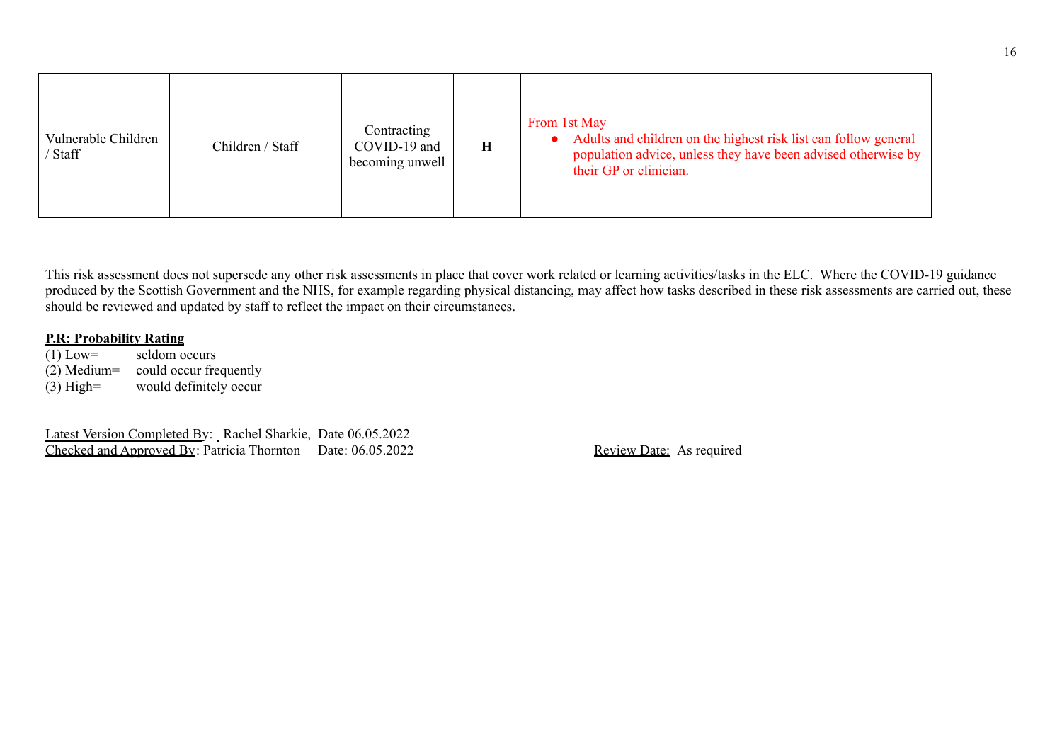| | | | | |
|---|---|---|---|---|
| Vulnerable Children / Staff | Children / Staff | Contracting COVID-19 and becoming unwell | **H** | From 1st May<br>• Adults and children on the highest risk list can follow general population advice, unless they have been advised otherwise by their GP or clinician. |

This risk assessment does not supersede any other risk assessments in place that cover work related or learning activities/tasks in the ELC. Where the COVID-19 guidance produced by the Scottish Government and the NHS, for example regarding physical distancing, may affect how tasks described in these risk assessments are carried out, these should be reviewed and updated by staff to reflect the impact on their circumstances.

**P.R: Probability Rating**

(1) Low= seldom occurs
(2) Medium= could occur frequently
(3) High= would definitely occur

Latest Version Completed By: Rachel Sharkie, Date 06.05.2022
Checked and Approved By: Patricia Thornton Date: 06.05.2022

Review Date: As required